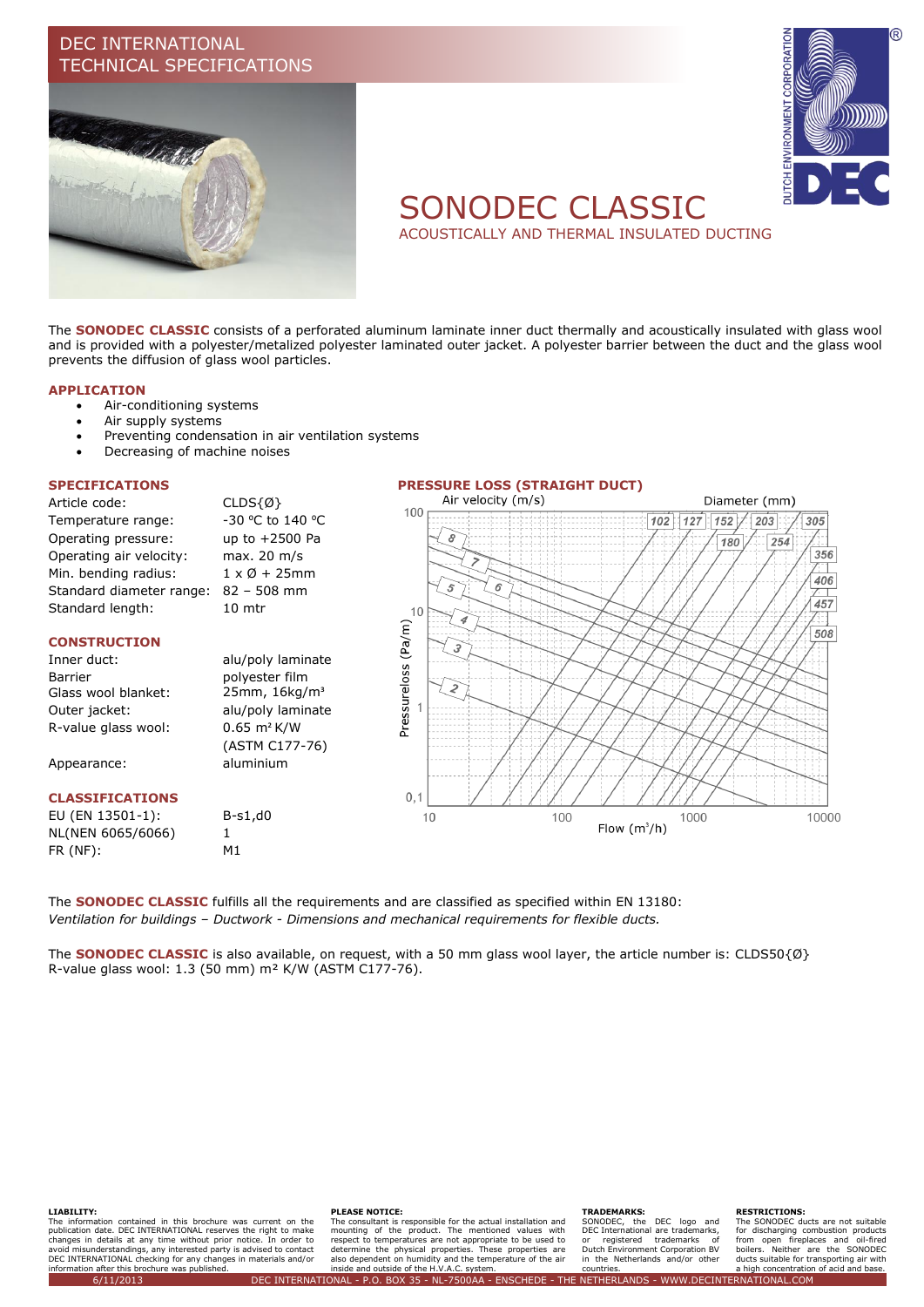DEC INTERNATIONAL
TECHNICAL SPECIFICATIONS

# SONODEC CLASSIC

## ACOUSTICALLY AND THERMAL INSULATED DUCTING

The **SONODEC CLASSIC** consists of a perforated aluminum laminate inner duct thermally and acoustically insulated with glass wool and is provided with a polyester/metalized polyester laminated outer jacket. A polyester barrier between the duct and the glass wool prevents the diffusion of glass wool particles.

### APPLICATION

- Air-conditioning systems
- Air supply systems
- Preventing condensation in air ventilation systems
- Decreasing of machine noises

### SPECIFICATIONS

| | |
|---|---|
| Article code: | CLDS{Ø} |
| Temperature range: | -30 °C to 140 °C |
| Operating pressure: | up to +2500 Pa |
| Operating air velocity: | max. 20 m/s |
| Min. bending radius: | 1 x Ø + 25mm |
| Standard diameter range: | 82 – 508 mm |
| Standard length: | 10 mtr |

### CONSTRUCTION

| | |
|---|---|
| Inner duct: | alu/poly laminate |
| Barrier | polyester film |
| Glass wool blanket: | 25mm, 16kg/m³ |
| Outer jacket: | alu/poly laminate |
| R-value glass wool: | 0.65 m² K/W (ASTM C177-76) |
| Appearance: | aluminium |

### CLASSIFICATIONS

| | |
|---|---|
| EU (EN 13501-1): | B-s1,d0 |
| NL(NEN 6065/6066) | 1 |
| FR (NF): | M1 |

### PRESSURE LOSS (STRAIGHT DUCT)

Chart: Pressureloss (Pa/m) (0,1 – 100) versus Flow (m³/h) (10 – 10000). Air velocity (m/s) lines: 2, 3, 4, 5, 6, 7, 8. Diameter (mm) lines: 102, 127, 152, 180, 203, 254, 305, 356, 406, 457, 508.

The **SONODEC CLASSIC** fulfills all the requirements and are classified as specified within EN 13180:
*Ventilation for buildings – Ductwork - Dimensions and mechanical requirements for flexible ducts.*

The **SONODEC CLASSIC** is also available, on request, with a 50 mm glass wool layer, the article number is: CLDS50{Ø}
R-value glass wool: 1.3 (50 mm) m² K/W (ASTM C177-76).

**LIABILITY:**
The information contained in this brochure was current on the publication date. DEC INTERNATIONAL reserves the right to make changes in details at any time without prior notice. In order to avoid misunderstandings, any interested party is advised to contact DEC INTERNATIONAL checking for any changes in materials and/or information after this brochure was published.

**PLEASE NOTICE:**
The consultant is responsible for the actual installation and mounting of the product. The mentioned values with respect to temperatures are not appropriate to be used to determine the physical properties. These properties are also dependent on humidity and the temperature of the air inside and outside of the H.V.A.C. system.

**TRADEMARKS:**
SONODEC, the DEC logo and DEC International are trademarks, or registered trademarks of Dutch Environment Corporation BV in the Netherlands and/or other countries.

**RESTRICTIONS:**
The SONODEC ducts are not suitable for discharging combustion products from open fireplaces and oil-fired boilers. Neither are the SONODEC ducts suitable for transporting air with a high concentration of acid and base.

6/11/2013 DEC INTERNATIONAL - P.O. BOX 35 - NL-7500AA - ENSCHEDE - THE NETHERLANDS - WWW.DECINTERNATIONAL.COM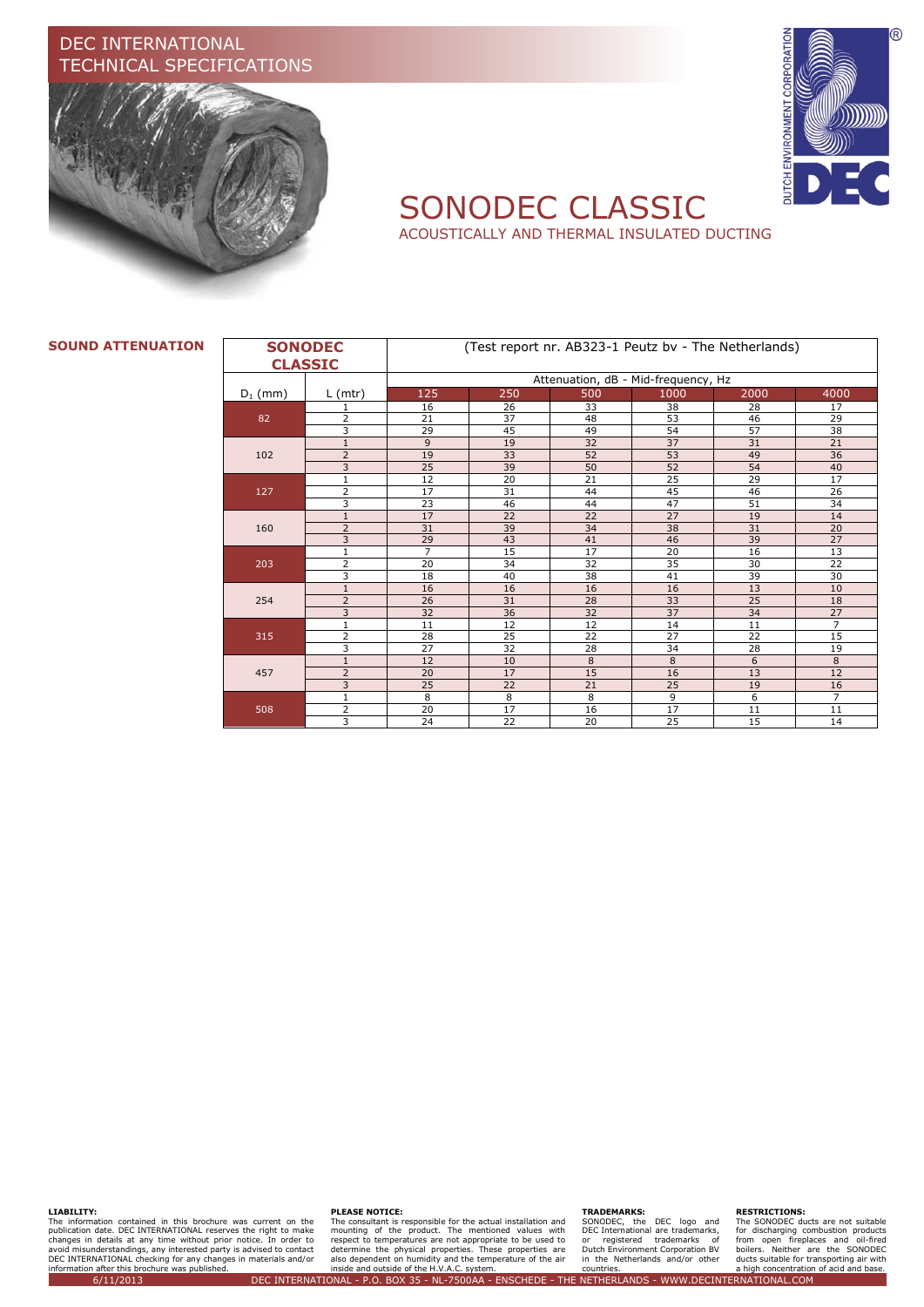DEC INTERNATIONAL
TECHNICAL SPECIFICATIONS

# SONODEC CLASSIC

ACOUSTICALLY AND THERMAL INSULATED DUCTING

## SOUND ATTENUATION

| SONODEC CLASSIC | | (Test report nr. AB323-1 Peutz bv - The Netherlands) | | | | | |
|---|---|---|---|---|---|---|---|
| | | Attenuation, dB - Mid-frequency, Hz | | | | | |
| $D_1$ (mm) | L (mtr) | 125 | 250 | 500 | 1000 | 2000 | 4000 |
| 82 | 1 | 16 | 26 | 33 | 38 | 28 | 17 |
| | 2 | 21 | 37 | 48 | 53 | 46 | 29 |
| | 3 | 29 | 45 | 49 | 54 | 57 | 38 |
| 102 | 1 | 9 | 19 | 32 | 37 | 31 | 21 |
| | 2 | 19 | 33 | 52 | 53 | 49 | 36 |
| | 3 | 25 | 39 | 50 | 52 | 54 | 40 |
| 127 | 1 | 12 | 20 | 21 | 25 | 29 | 17 |
| | 2 | 17 | 31 | 44 | 45 | 46 | 26 |
| | 3 | 23 | 46 | 44 | 47 | 51 | 34 |
| 160 | 1 | 17 | 22 | 22 | 27 | 19 | 14 |
| | 2 | 31 | 39 | 34 | 38 | 31 | 20 |
| | 3 | 29 | 43 | 41 | 46 | 39 | 27 |
| 203 | 1 | 7 | 15 | 17 | 20 | 16 | 13 |
| | 2 | 20 | 34 | 32 | 35 | 30 | 22 |
| | 3 | 18 | 40 | 38 | 41 | 39 | 30 |
| 254 | 1 | 16 | 16 | 16 | 16 | 13 | 10 |
| | 2 | 26 | 31 | 28 | 33 | 25 | 18 |
| | 3 | 32 | 36 | 32 | 37 | 34 | 27 |
| 315 | 1 | 11 | 12 | 12 | 14 | 11 | 7 |
| | 2 | 28 | 25 | 22 | 27 | 22 | 15 |
| | 3 | 27 | 32 | 28 | 34 | 28 | 19 |
| 457 | 1 | 12 | 10 | 8 | 8 | 6 | 8 |
| | 2 | 20 | 17 | 15 | 16 | 13 | 12 |
| | 3 | 25 | 22 | 21 | 25 | 19 | 16 |
| 508 | 1 | 8 | 8 | 8 | 9 | 6 | 7 |
| | 2 | 20 | 17 | 16 | 17 | 11 | 11 |
| | 3 | 24 | 22 | 20 | 25 | 15 | 14 |

**LIABILITY:**
The information contained in this brochure was current on the publication date. DEC INTERNATIONAL reserves the right to make changes in details at any time without prior notice. In order to avoid misunderstandings, any interested party is advised to contact DEC INTERNATIONAL checking for any changes in materials and/or information after this brochure was published.

**PLEASE NOTICE:**
The consultant is responsible for the actual installation and mounting of the product. The mentioned values with respect to temperatures are not appropriate to be used to determine the physical properties. These properties are also dependent on humidity and the temperature of the air inside and outside of the H.V.A.C. system.

**TRADEMARKS:**
SONODEC, the DEC logo and DEC International are trademarks, or registered trademarks of Dutch Environment Corporation BV in the Netherlands and/or other countries.

**RESTRICTIONS:**
The SONODEC ducts are not suitable for discharging combustion products from open fireplaces and oil-fired boilers. Neither are the SONODEC ducts suitable for transporting air with a high concentration of acid and base.

6/11/2013 DEC INTERNATIONAL - P.O. BOX 35 - NL-7500AA - ENSCHEDE - THE NETHERLANDS - WWW.DECINTERNATIONAL.COM